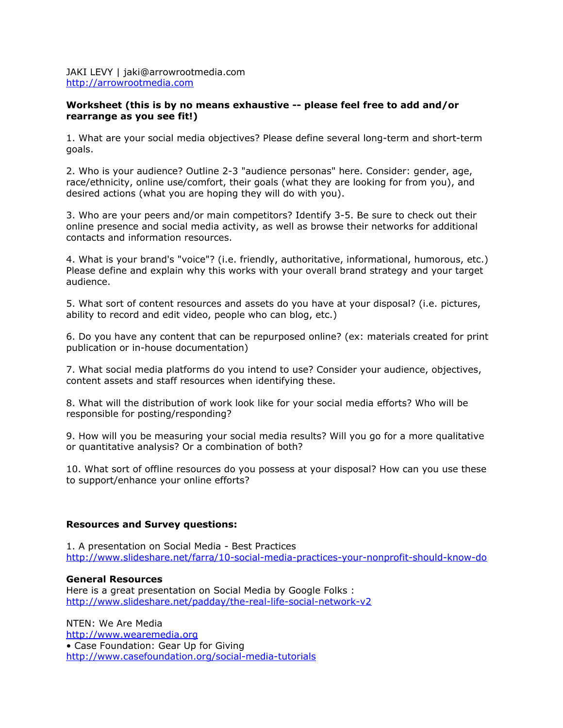JAKI LEVY | jaki@arrowrootmedia.com
http://arrowrootmedia.com

**Worksheet (this is by no means exhaustive -- please feel free to add and/or rearrange as you see fit!)**

1. What are your social media objectives? Please define several long-term and short-term goals.

2. Who is your audience? Outline 2-3 "audience personas" here. Consider: gender, age, race/ethnicity, online use/comfort, their goals (what they are looking for from you), and desired actions (what you are hoping they will do with you).

3. Who are your peers and/or main competitors? Identify 3-5. Be sure to check out their online presence and social media activity, as well as browse their networks for additional contacts and information resources.

4. What is your brand's "voice"? (i.e. friendly, authoritative, informational, humorous, etc.) Please define and explain why this works with your overall brand strategy and your target audience.

5. What sort of content resources and assets do you have at your disposal? (i.e. pictures, ability to record and edit video, people who can blog, etc.)

6. Do you have any content that can be repurposed online? (ex: materials created for print publication or in-house documentation)

7. What social media platforms do you intend to use? Consider your audience, objectives, content assets and staff resources when identifying these.

8. What will the distribution of work look like for your social media efforts? Who will be responsible for posting/responding?

9. How will you be measuring your social media results? Will you go for a more qualitative or quantitative analysis? Or a combination of both?

10. What sort of offline resources do you possess at your disposal? How can you use these to support/enhance your online efforts?

**Resources and Survey questions:**

1. A presentation on Social Media - Best Practices
http://www.slideshare.net/farra/10-social-media-practices-your-nonprofit-should-know-do

**General Resources**
Here is a great presentation on Social Media by Google Folks :
http://www.slideshare.net/padday/the-real-life-social-network-v2

NTEN: We Are Media
http://www.wearemedia.org
• Case Foundation: Gear Up for Giving
http://www.casefoundation.org/social-media-tutorials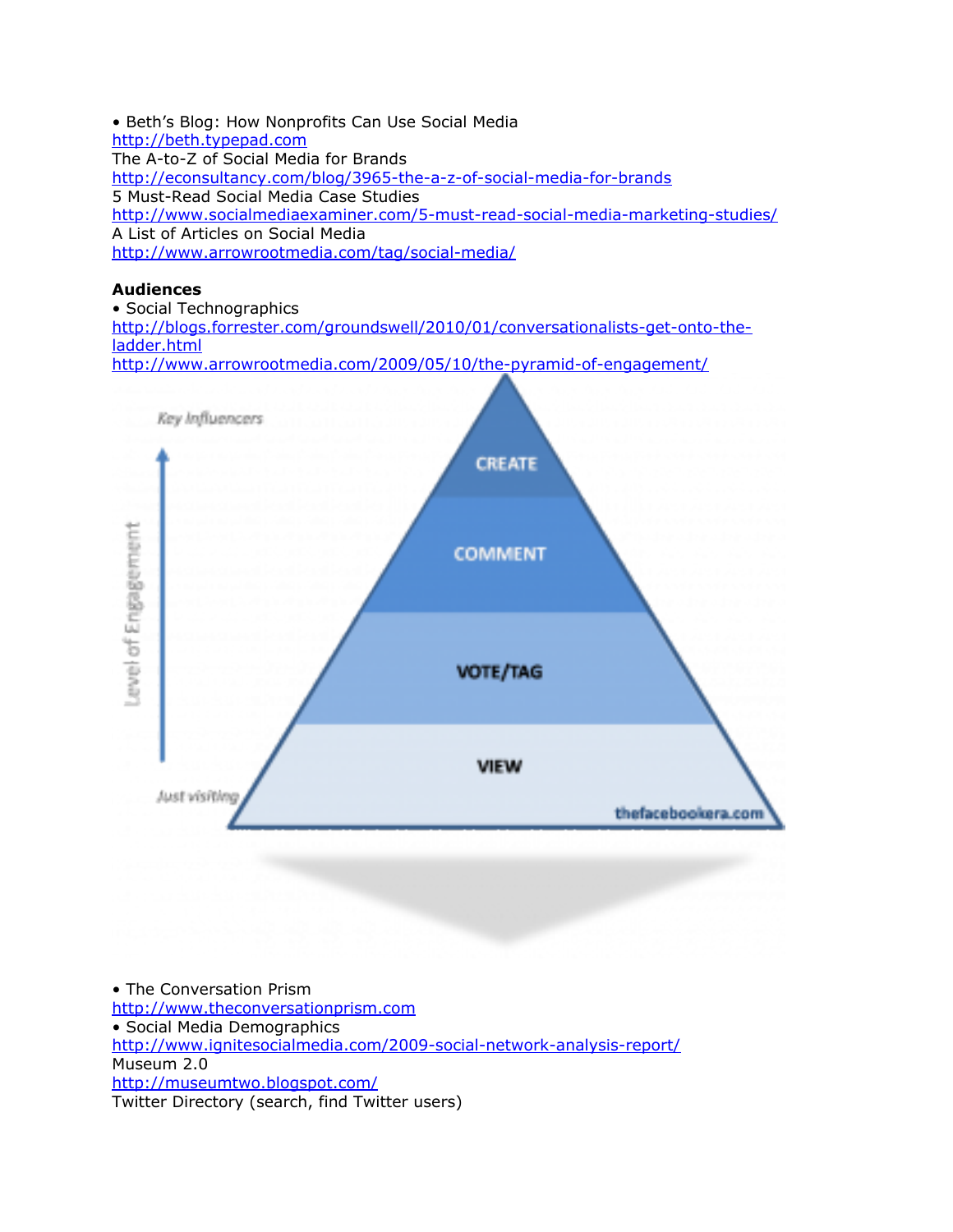• Beth's Blog: How Nonprofits Can Use Social Media
http://beth.typepad.com
The A-to-Z of Social Media for Brands
http://econsultancy.com/blog/3965-the-a-z-of-social-media-for-brands
5 Must-Read Social Media Case Studies
http://www.socialmediaexaminer.com/5-must-read-social-media-marketing-studies/
A List of Articles on Social Media
http://www.arrowrootmedia.com/tag/social-media/

**Audiences**

• Social Technographics
http://blogs.forrester.com/groundswell/2010/01/conversationalists-get-onto-the-ladder.html
http://www.arrowrootmedia.com/2009/05/10/the-pyramid-of-engagement/

• The Conversation Prism
http://www.theconversationprism.com
• Social Media Demographics
http://www.ignitesocialmedia.com/2009-social-network-analysis-report/
Museum 2.0
http://museumtwo.blogspot.com/
Twitter Directory (search, find Twitter users)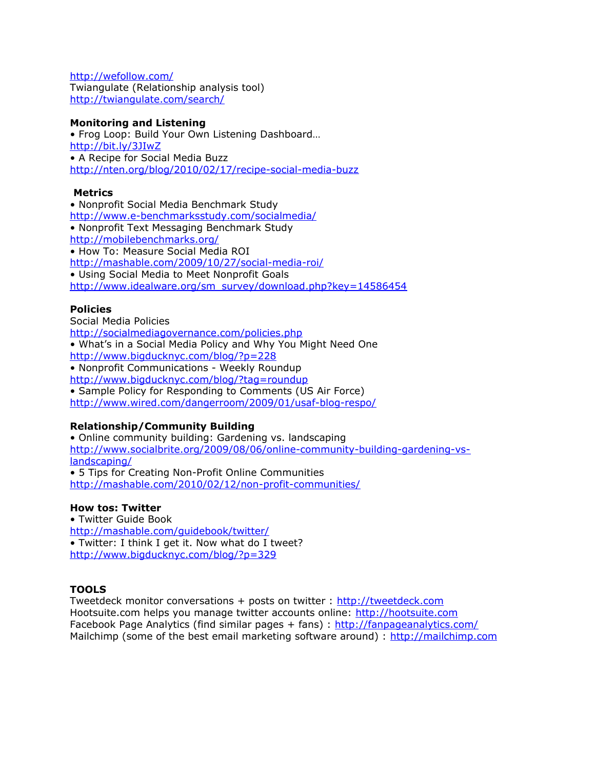http://wefollow.com/
Twiangulate (Relationship analysis tool)
http://twiangulate.com/search/

**Monitoring and Listening**

- Frog Loop: Build Your Own Listening Dashboard…
http://bit.ly/3JIwZ
- A Recipe for Social Media Buzz
http://nten.org/blog/2010/02/17/recipe-social-media-buzz

**Metrics**

- Nonprofit Social Media Benchmark Study
http://www.e-benchmarksstudy.com/socialmedia/
- Nonprofit Text Messaging Benchmark Study
http://mobilebenchmarks.org/
- How To: Measure Social Media ROI
http://mashable.com/2009/10/27/social-media-roi/
- Using Social Media to Meet Nonprofit Goals
http://www.idealware.org/sm_survey/download.php?key=14586454

**Policies**

Social Media Policies
http://socialmediagovernance.com/policies.php

- What's in a Social Media Policy and Why You Might Need One
http://www.bigducknyc.com/blog/?p=228
- Nonprofit Communications - Weekly Roundup
http://www.bigducknyc.com/blog/?tag=roundup
- Sample Policy for Responding to Comments (US Air Force)
http://www.wired.com/dangerroom/2009/01/usaf-blog-respo/

**Relationship/Community Building**

- Online community building: Gardening vs. landscaping
http://www.socialbrite.org/2009/08/06/online-community-building-gardening-vs-landscaping/
- 5 Tips for Creating Non-Profit Online Communities
http://mashable.com/2010/02/12/non-profit-communities/

**How tos: Twitter**

- Twitter Guide Book
http://mashable.com/guidebook/twitter/
- Twitter: I think I get it. Now what do I tweet?
http://www.bigducknyc.com/blog/?p=329

**TOOLS**

Tweetdeck monitor conversations + posts on twitter : http://tweetdeck.com
Hootsuite.com helps you manage twitter accounts online: http://hootsuite.com
Facebook Page Analytics (find similar pages + fans) : http://fanpageanalytics.com/
Mailchimp (some of the best email marketing software around) : http://mailchimp.com